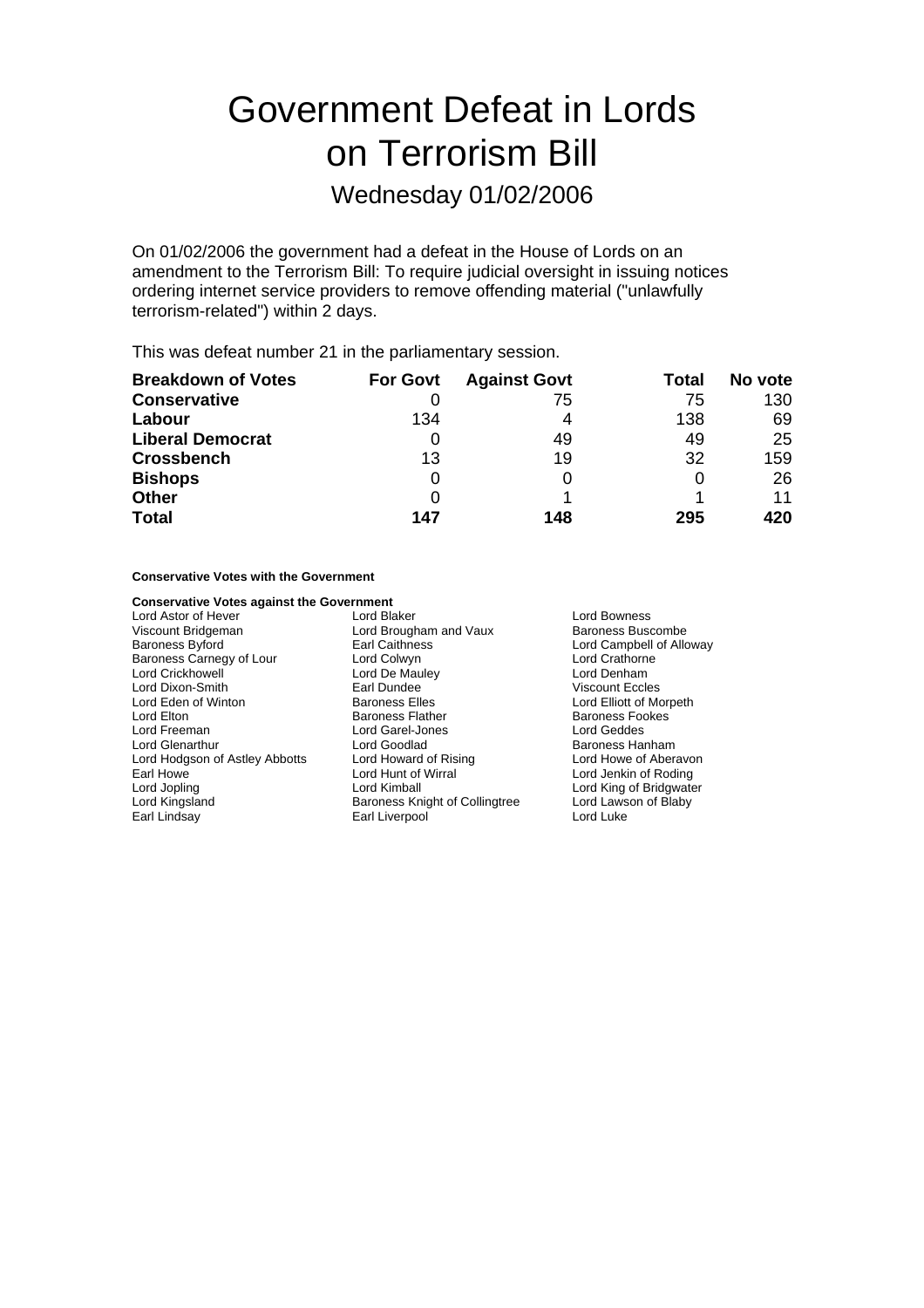# Government Defeat in Lords on Terrorism Bill

## Wednesday 01/02/2006

On 01/02/2006 the government had a defeat in the House of Lords on an amendment to the Terrorism Bill: To require judicial oversight in issuing notices ordering internet service providers to remove offending material ("unlawfully terrorism-related") within 2 days.

This was defeat number 21 in the parliamentary session.

| Breakdown of Votes | For Govt | Against Govt | Total | No vote |
|---|---|---|---|---|
| **Conservative** | 0 | 75 | 75 | 130 |
| **Labour** | 134 | 4 | 138 | 69 |
| **Liberal Democrat** | 0 | 49 | 49 | 25 |
| **Crossbench** | 13 | 19 | 32 | 159 |
| **Bishops** | 0 | 0 | 0 | 26 |
| **Other** | 0 | 1 | 1 | 11 |
| **Total** | **147** | **148** | **295** | **420** |

**Conservative Votes with the Government**

**Conservative Votes against the Government**

Lord Astor of Hever
Lord Blaker
Lord Bowness
Viscount Bridgeman
Lord Brougham and Vaux
Baroness Buscombe
Baroness Byford
Earl Caithness
Lord Campbell of Alloway
Baroness Carnegy of Lour
Lord Colwyn
Lord Crathorne
Lord Crickhowell
Lord De Mauley
Lord Denham
Lord Dixon-Smith
Earl Dundee
Viscount Eccles
Lord Eden of Winton
Baroness Elles
Lord Elliott of Morpeth
Lord Elton
Baroness Flather
Baroness Fookes
Lord Freeman
Lord Garel-Jones
Lord Geddes
Lord Glenarthur
Lord Goodlad
Baroness Hanham
Lord Hodgson of Astley Abbotts
Lord Howard of Rising
Lord Howe of Aberavon
Earl Howe
Lord Hunt of Wirral
Lord Jenkin of Roding
Lord Jopling
Lord Kimball
Lord King of Bridgwater
Lord Kingsland
Baroness Knight of Collingtree
Lord Lawson of Blaby
Earl Lindsay
Earl Liverpool
Lord Luke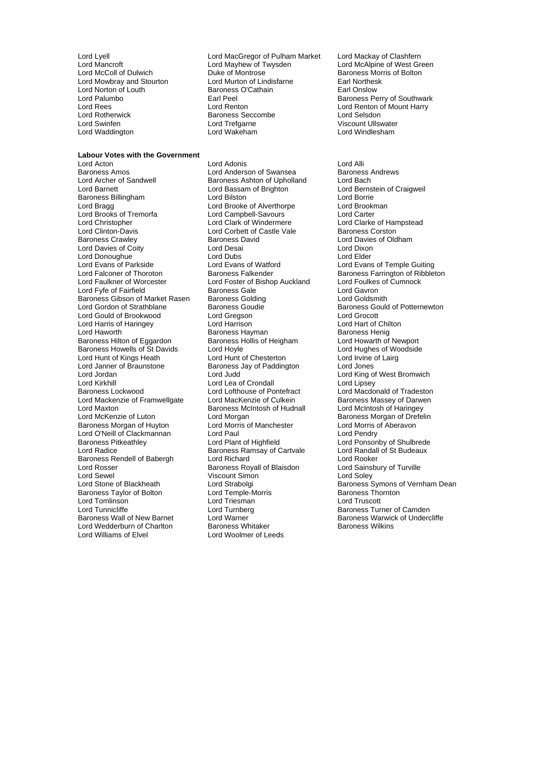Lord Lyell
Lord MacGregor of Pulham Market
Lord Mackay of Clashfern
Lord Mancroft
Lord Mayhew of Twysden
Lord McAlpine of West Green
Lord McColl of Dulwich
Duke of Montrose
Baroness Morris of Bolton
Lord Mowbray and Stourton
Lord Murton of Lindisfarne
Earl Northesk
Lord Norton of Louth
Baroness O'Cathain
Earl Onslow
Lord Palumbo
Earl Peel
Baroness Perry of Southwark
Lord Rees
Lord Renton
Lord Renton of Mount Harry
Lord Rotherwick
Baroness Seccombe
Lord Selsdon
Lord Swinfen
Lord Trefgarne
Viscount Ullswater
Lord Waddington
Lord Wakeham
Lord Windlesham

**Labour Votes with the Government**

Lord Acton
Lord Adonis
Lord Alli
Baroness Amos
Lord Anderson of Swansea
Baroness Andrews
Lord Archer of Sandwell
Baroness Ashton of Upholland
Lord Bach
Lord Barnett
Lord Bassam of Brighton
Lord Bernstein of Craigweil
Baroness Billingham
Lord Bilston
Lord Borrie
Lord Bragg
Lord Brooke of Alverthorpe
Lord Brookman
Lord Brooks of Tremorfa
Lord Campbell-Savours
Lord Carter
Lord Christopher
Lord Clark of Windermere
Lord Clarke of Hampstead
Lord Clinton-Davis
Lord Corbett of Castle Vale
Baroness Corston
Baroness Crawley
Baroness David
Lord Davies of Oldham
Lord Davies of Coity
Lord Desai
Lord Dixon
Lord Donoughue
Lord Dubs
Lord Elder
Lord Evans of Parkside
Lord Evans of Watford
Lord Evans of Temple Guiting
Lord Falconer of Thoroton
Baroness Falkender
Baroness Farrington of Ribbleton
Lord Faulkner of Worcester
Lord Foster of Bishop Auckland
Lord Foulkes of Cumnock
Lord Fyfe of Fairfield
Baroness Gale
Lord Gavron
Baroness Gibson of Market Rasen
Baroness Golding
Lord Goldsmith
Lord Gordon of Strathblane
Baroness Goudie
Baroness Gould of Potternewton
Lord Gould of Brookwood
Lord Gregson
Lord Grocott
Lord Harris of Haringey
Lord Harrison
Lord Hart of Chilton
Lord Haworth
Baroness Hayman
Baroness Henig
Baroness Hilton of Eggardon
Baroness Hollis of Heigham
Lord Howarth of Newport
Baroness Howells of St Davids
Lord Hoyle
Lord Hughes of Woodside
Lord Hunt of Kings Heath
Lord Hunt of Chesterton
Lord Irvine of Lairg
Lord Janner of Braunstone
Baroness Jay of Paddington
Lord Jones
Lord Jordan
Lord Judd
Lord King of West Bromwich
Lord Kirkhill
Lord Lea of Crondall
Lord Lipsey
Baroness Lockwood
Lord Lofthouse of Pontefract
Lord Macdonald of Tradeston
Lord Mackenzie of Framwellgate
Lord MacKenzie of Culkein
Baroness Massey of Darwen
Lord Maxton
Baroness McIntosh of Hudnall
Lord McIntosh of Haringey
Lord McKenzie of Luton
Lord Morgan
Baroness Morgan of Drefelin
Baroness Morgan of Huyton
Lord Morris of Manchester
Lord Morris of Aberavon
Lord O'Neill of Clackmannan
Lord Paul
Lord Pendry
Baroness Pitkeathley
Lord Plant of Highfield
Lord Ponsonby of Shulbrede
Lord Radice
Baroness Ramsay of Cartvale
Lord Randall of St Budeaux
Baroness Rendell of Babergh
Lord Richard
Lord Rooker
Lord Rosser
Baroness Royall of Blaisdon
Lord Sainsbury of Turville
Lord Sewel
Viscount Simon
Lord Soley
Lord Stone of Blackheath
Lord Strabolgi
Baroness Symons of Vernham Dean
Baroness Taylor of Bolton
Lord Temple-Morris
Baroness Thornton
Lord Tomlinson
Lord Triesman
Lord Truscott
Lord Tunnicliffe
Lord Turnberg
Baroness Turner of Camden
Baroness Wall of New Barnet
Lord Warner
Baroness Warwick of Undercliffe
Lord Wedderburn of Charlton
Baroness Whitaker
Baroness Wilkins
Lord Williams of Elvel
Lord Woolmer of Leeds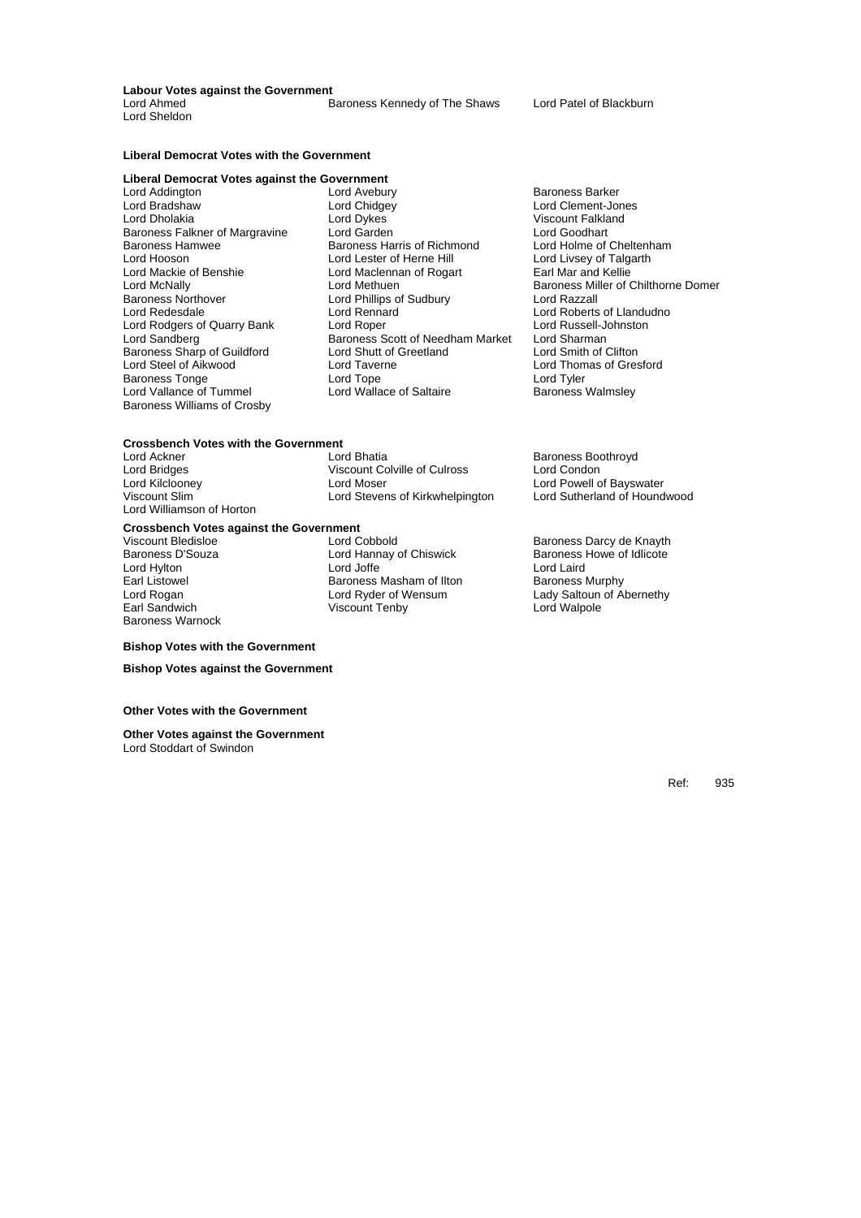**Labour Votes against the Government**

Lord Ahmed
Baroness Kennedy of The Shaws
Lord Patel of Blackburn
Lord Sheldon

**Liberal Democrat Votes with the Government**

**Liberal Democrat Votes against the Government**

Lord Addington
Lord Avebury
Baroness Barker
Lord Bradshaw
Lord Chidgey
Lord Clement-Jones
Lord Dholakia
Lord Dykes
Viscount Falkland
Baroness Falkner of Margravine
Lord Garden
Lord Goodhart
Baroness Hamwee
Baroness Harris of Richmond
Lord Holme of Cheltenham
Lord Hooson
Lord Lester of Herne Hill
Lord Livsey of Talgarth
Lord Mackie of Benshie
Lord Maclennan of Rogart
Earl Mar and Kellie
Lord McNally
Lord Methuen
Baroness Miller of Chilthorne Domer
Baroness Northover
Lord Phillips of Sudbury
Lord Razzall
Lord Redesdale
Lord Rennard
Lord Roberts of Llandudno
Lord Rodgers of Quarry Bank
Lord Roper
Lord Russell-Johnston
Lord Sandberg
Baroness Scott of Needham Market
Lord Sharman
Baroness Sharp of Guildford
Lord Shutt of Greetland
Lord Smith of Clifton
Lord Steel of Aikwood
Lord Taverne
Lord Thomas of Gresford
Baroness Tonge
Lord Tope
Lord Tyler
Lord Vallance of Tummel
Lord Wallace of Saltaire
Baroness Walmsley
Baroness Williams of Crosby

**Crossbench Votes with the Government**

Lord Ackner
Lord Bhatia
Baroness Boothroyd
Lord Bridges
Viscount Colville of Culross
Lord Condon
Lord Kilclooney
Lord Moser
Lord Powell of Bayswater
Viscount Slim
Lord Stevens of Kirkwhelpington
Lord Sutherland of Houndwood
Lord Williamson of Horton

**Crossbench Votes against the Government**

Viscount Bledisloe
Lord Cobbold
Baroness Darcy de Knayth
Baroness D'Souza
Lord Hannay of Chiswick
Baroness Howe of Idlicote
Lord Hylton
Lord Joffe
Lord Laird
Earl Listowel
Baroness Masham of Ilton
Baroness Murphy
Lord Rogan
Lord Ryder of Wensum
Lady Saltoun of Abernethy
Earl Sandwich
Viscount Tenby
Lord Walpole
Baroness Warnock

**Bishop Votes with the Government**

**Bishop Votes against the Government**

**Other Votes with the Government**

**Other Votes against the Government**

Lord Stoddart of Swindon

Ref: 935